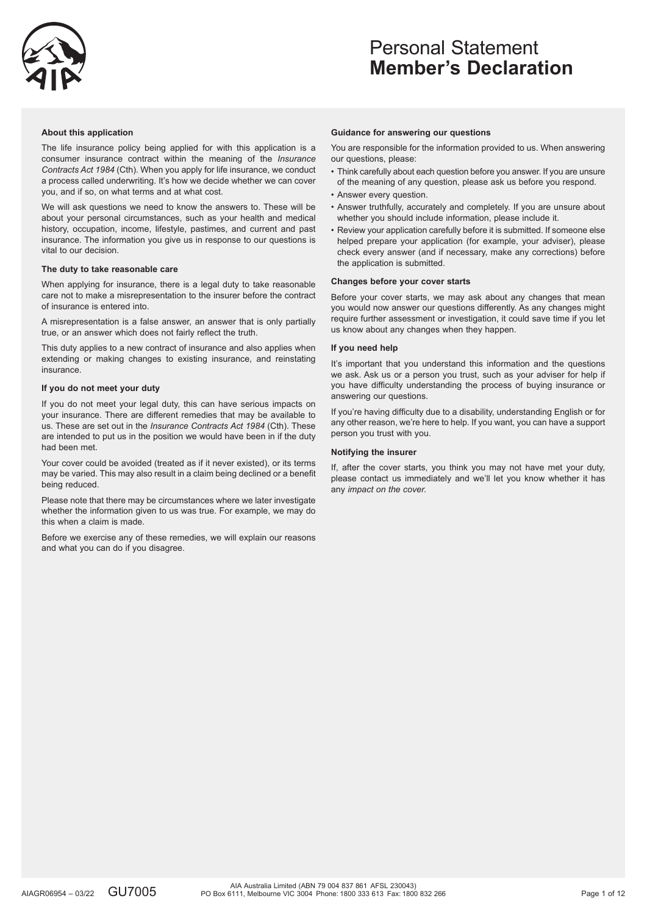# Personal Statement
# **Member's Declaration**

### About this application

The life insurance policy being applied for with this application is a consumer insurance contract within the meaning of the *Insurance Contracts Act 1984* (Cth). When you apply for life insurance, we conduct a process called underwriting. It's how we decide whether we can cover you, and if so, on what terms and at what cost.

We will ask questions we need to know the answers to. These will be about your personal circumstances, such as your health and medical history, occupation, income, lifestyle, pastimes, and current and past insurance. The information you give us in response to our questions is vital to our decision.

### The duty to take reasonable care

When applying for insurance, there is a legal duty to take reasonable care not to make a misrepresentation to the insurer before the contract of insurance is entered into.

A misrepresentation is a false answer, an answer that is only partially true, or an answer which does not fairly reflect the truth.

This duty applies to a new contract of insurance and also applies when extending or making changes to existing insurance, and reinstating insurance.

### If you do not meet your duty

If you do not meet your legal duty, this can have serious impacts on your insurance. There are different remedies that may be available to us. These are set out in the *Insurance Contracts Act 1984* (Cth). These are intended to put us in the position we would have been in if the duty had been met.

Your cover could be avoided (treated as if it never existed), or its terms may be varied. This may also result in a claim being declined or a benefit being reduced.

Please note that there may be circumstances where we later investigate whether the information given to us was true. For example, we may do this when a claim is made.

Before we exercise any of these remedies, we will explain our reasons and what you can do if you disagree.

### Guidance for answering our questions

You are responsible for the information provided to us. When answering our questions, please:

- Think carefully about each question before you answer. If you are unsure of the meaning of any question, please ask us before you respond.
- Answer every question.
- Answer truthfully, accurately and completely. If you are unsure about whether you should include information, please include it.
- Review your application carefully before it is submitted. If someone else helped prepare your application (for example, your adviser), please check every answer (and if necessary, make any corrections) before the application is submitted.

### Changes before your cover starts

Before your cover starts, we may ask about any changes that mean you would now answer our questions differently. As any changes might require further assessment or investigation, it could save time if you let us know about any changes when they happen.

### If you need help

It's important that you understand this information and the questions we ask. Ask us or a person you trust, such as your adviser for help if you have difficulty understanding the process of buying insurance or answering our questions.

If you're having difficulty due to a disability, understanding English or for any other reason, we're here to help. If you want, you can have a support person you trust with you.

### Notifying the insurer

If, after the cover starts, you think you may not have met your duty, please contact us immediately and we'll let you know whether it has any *impact on the cover.*

AIAGR06954 – 03/22 GU7005

AIA Australia Limited (ABN 79 004 837 861 AFSL 230043)
PO Box 6111, Melbourne VIC 3004 Phone: 1800 333 613 Fax: 1800 832 266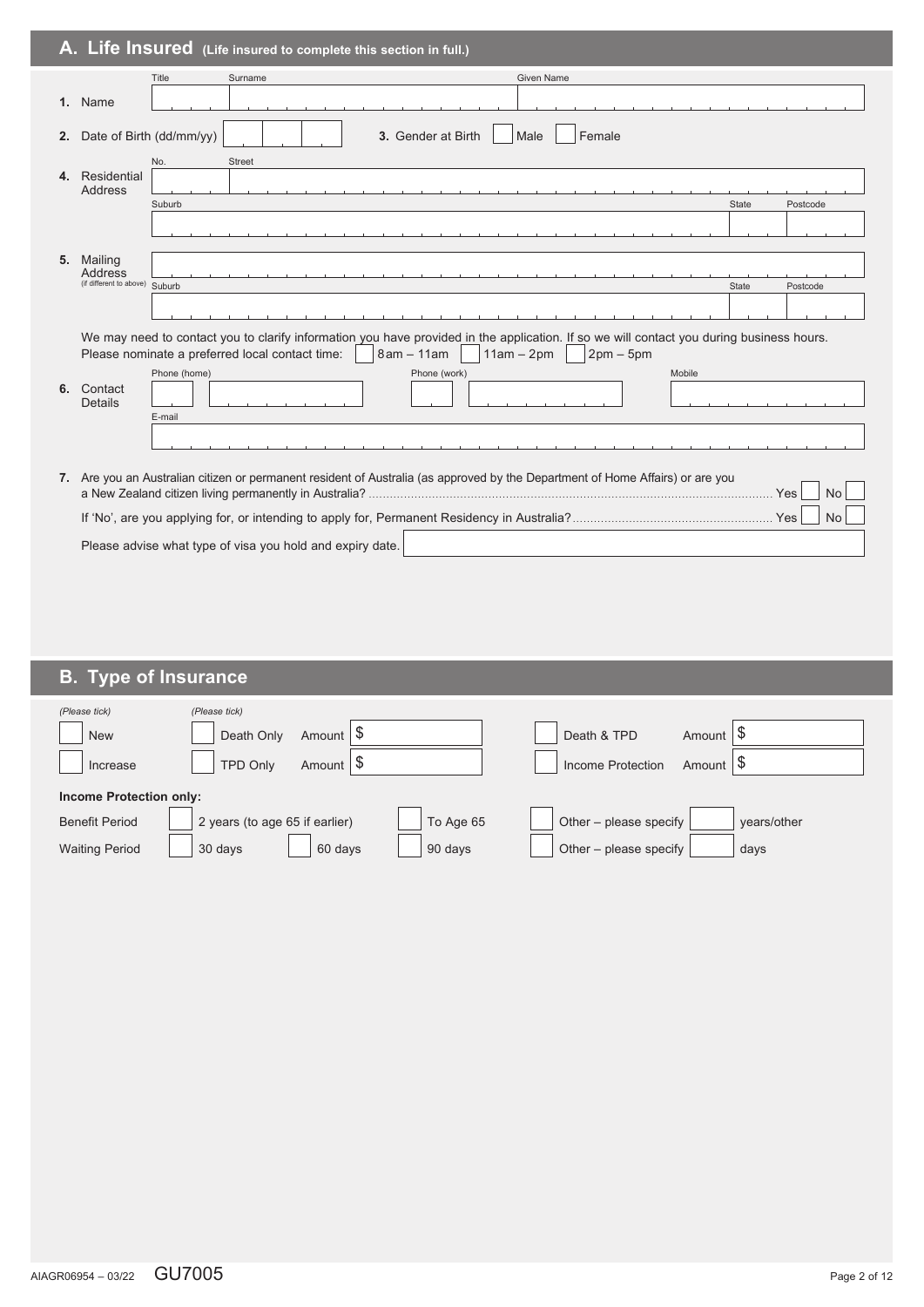## A. Life Insured (Life insured to complete this section in full.)

**1.** Name

| Title | Surname | Given Name |
|---|---|---|
| | | |

**2.** Date of Birth (dd/mm/yy) ☐☐ ☐☐ ☐☐

**3.** Gender at Birth ☐ Male ☐ Female

**4.** Residential Address

| No. | Street |
|---|---|
| | |

| Suburb | State | Postcode |
|---|---|---|
| | | |

**5.** Mailing Address (if different to above)

| |
|---|
| |

| Suburb | State | Postcode |
|---|---|---|
| | | |

We may need to contact you to clarify information you have provided in the application. If so we will contact you during business hours. Please nominate a preferred local contact time: ☐ 8am – 11am ☐ 11am – 2pm ☐ 2pm – 5pm

**6.** Contact Details

| Phone (home) | Phone (work) | Mobile |
|---|---|---|
| | | |

E-mail

**7.** Are you an Australian citizen or permanent resident of Australia (as approved by the Department of Home Affairs) or are you a New Zealand citizen living permanently in Australia? ........ Yes ☐ No ☐

If 'No', are you applying for, or intending to apply for, Permanent Residency in Australia? ........ Yes ☐ No ☐

Please advise what type of visa you hold and expiry date.

## B. Type of Insurance

*(Please tick)*

☐ New

☐ Increase

*(Please tick)*

☐ Death Only Amount $

☐ TPD Only Amount $

☐ Death & TPD Amount $

☐ Income Protection Amount $

**Income Protection only:**

Benefit Period ☐ 2 years (to age 65 if earlier) ☐ To Age 65 ☐ Other – please specify ____ years/other

Waiting Period ☐ 30 days ☐ 60 days ☐ 90 days ☐ Other – please specify ____ days

AIAGR06954 – 03/22 GU7005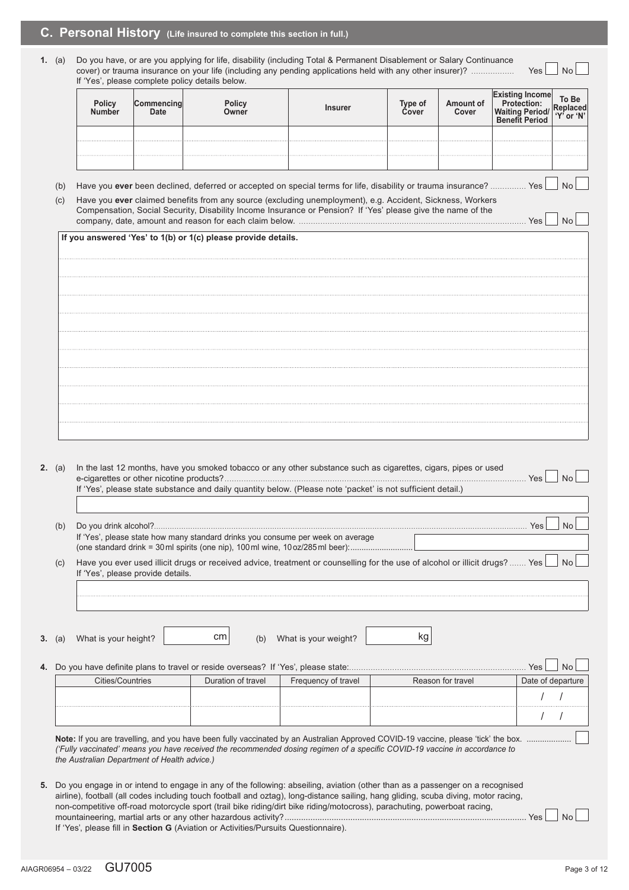## C. Personal History (Life insured to complete this section in full.)

1. (a) Do you have, or are you applying for life, disability (including Total & Permanent Disablement or Salary Continuance cover) or trauma insurance on your life (including any pending applications held with any other insurer)? .................. Yes ☐ No ☐

If 'Yes', please complete policy details below.

| Policy Number | Commencing Date | Policy Owner | Insurer | Type of Cover | Amount of Cover | Existing Income Protection: Waiting Period/ Benefit Period | To Be Replaced 'Y' or 'N' |
|---|---|---|---|---|---|---|---|
| | | | | | | | |
| | | | | | | | |

(b) Have you **ever** been declined, deferred or accepted on special terms for life, disability or trauma insurance? .............. Yes ☐ No ☐

(c) Have you **ever** claimed benefits from any source (excluding unemployment), e.g. Accident, Sickness, Workers Compensation, Social Security, Disability Income Insurance or Pension? If 'Yes' please give the name of the company, date, amount and reason for each claim below. .......... Yes ☐ No ☐

**If you answered 'Yes' to 1(b) or 1(c) please provide details.**

2. (a) In the last 12 months, have you smoked tobacco or any other substance such as cigarettes, cigars, pipes or used e-cigarettes or other nicotine products?.......... Yes ☐ No ☐

If 'Yes', please state substance and daily quantity below. (Please note 'packet' is not sufficient detail.)

(b) Do you drink alcohol?.......... Yes ☐ No ☐

If 'Yes', please state how many standard drinks you consume per week on average (one standard drink = 30 ml spirits (one nip), 100 ml wine, 10 oz/285 ml beer):..........

(c) Have you ever used illicit drugs or received advice, treatment or counselling for the use of alcohol or illicit drugs? ....... Yes ☐ No ☐

If 'Yes', please provide details.

3. (a) What is your height? ______ cm (b) What is your weight? ______ kg

4. Do you have definite plans to travel or reside overseas? If 'Yes', please state:.......... Yes ☐ No ☐

| Cities/Countries | Duration of travel | Frequency of travel | Reason for travel | Date of departure |
|---|---|---|---|---|
| | | | | / / |
| | | | | / / |

**Note:** If you are travelling, and you have been fully vaccinated by an Australian Approved COVID-19 vaccine, please 'tick' the box. .................. ☐

*('Fully vaccinated' means you have received the recommended dosing regimen of a specific COVID-19 vaccine in accordance to the Australian Department of Health advice.)*

5. Do you engage in or intend to engage in any of the following: abseiling, aviation (other than as a passenger on a recognised airline), football (all codes including touch football and oztag), long-distance sailing, hang gliding, scuba diving, motor racing, non-competitive off-road motorcycle sport (trail bike riding/dirt bike riding/motocross), parachuting, powerboat racing, mountaineering, martial arts or any other hazardous activity?.......... Yes ☐ No ☐

If 'Yes', please fill in **Section G** (Aviation or Activities/Pursuits Questionnaire).

AIAGR06954 – 03/22 GU7005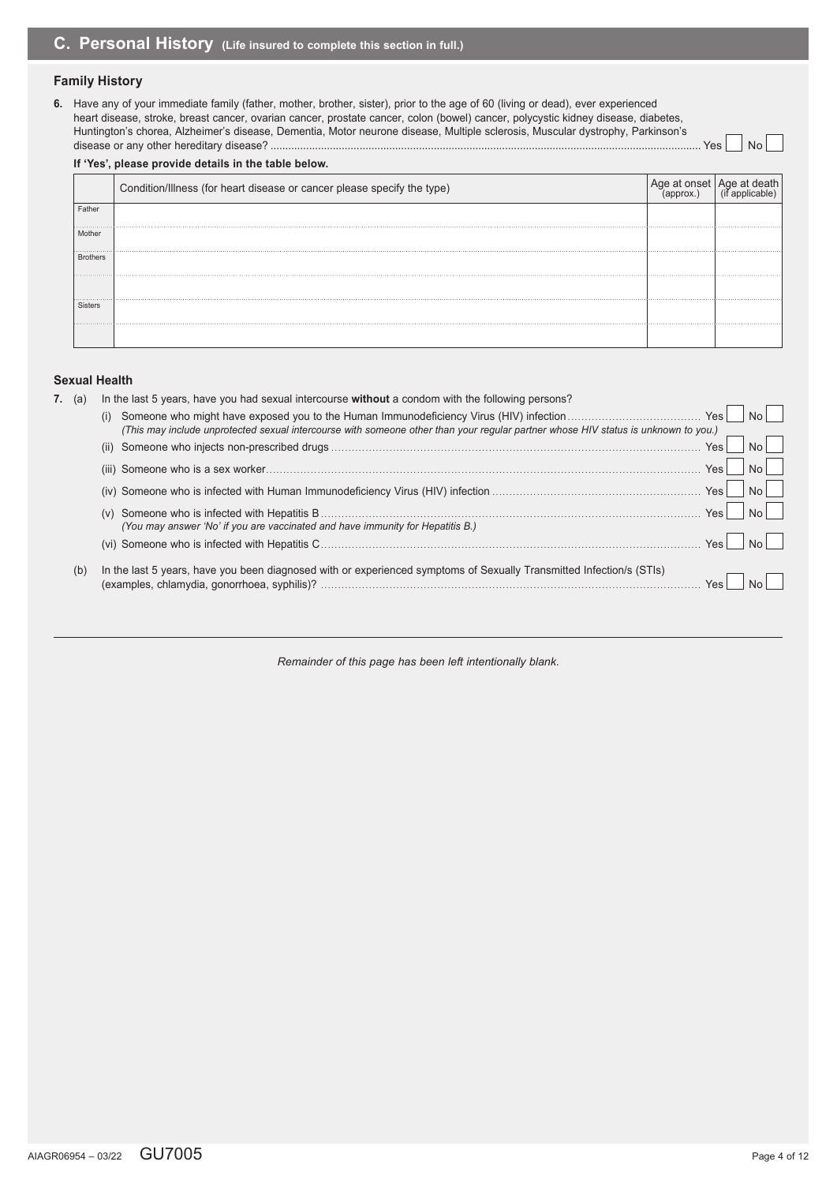## C. Personal History (Life insured to complete this section in full.)

### Family History

**6.** Have any of your immediate family (father, mother, brother, sister), prior to the age of 60 (living or dead), ever experienced heart disease, stroke, breast cancer, ovarian cancer, prostate cancer, colon (bowel) cancer, polycystic kidney disease, diabetes, Huntington's chorea, Alzheimer's disease, Dementia, Motor neurone disease, Multiple sclerosis, Muscular dystrophy, Parkinson's disease or any other hereditary disease? ............ Yes ☐ No ☐

**If 'Yes', please provide details in the table below.**

| | Condition/Illness (for heart disease or cancer please specify the type) | Age at onset (approx.) | Age at death (if applicable) |
|---|---|---|---|
| Father | | | |
| Mother | | | |
| Brothers | | | |
| | | | |
| Sisters | | | |
| | | | |

### Sexual Health

**7.** (a) In the last 5 years, have you had sexual intercourse **without** a condom with the following persons?

(i) Someone who might have exposed you to the Human Immunodeficiency Virus (HIV) infection ............ Yes ☐ No ☐
*(This may include unprotected sexual intercourse with someone other than your regular partner whose HIV status is unknown to you.)*

(ii) Someone who injects non-prescribed drugs ............ Yes ☐ No ☐

(iii) Someone who is a sex worker ............ Yes ☐ No ☐

(iv) Someone who is infected with Human Immunodeficiency Virus (HIV) infection ............ Yes ☐ No ☐

(v) Someone who is infected with Hepatitis B ............ Yes ☐ No ☐
*(You may answer 'No' if you are vaccinated and have immunity for Hepatitis B.)*

(vi) Someone who is infected with Hepatitis C ............ Yes ☐ No ☐

(b) In the last 5 years, have you been diagnosed with or experienced symptoms of Sexually Transmitted Infection/s (STIs) (examples, chlamydia, gonorrhoea, syphilis)? ............ Yes ☐ No ☐

---

*Remainder of this page has been left intentionally blank.*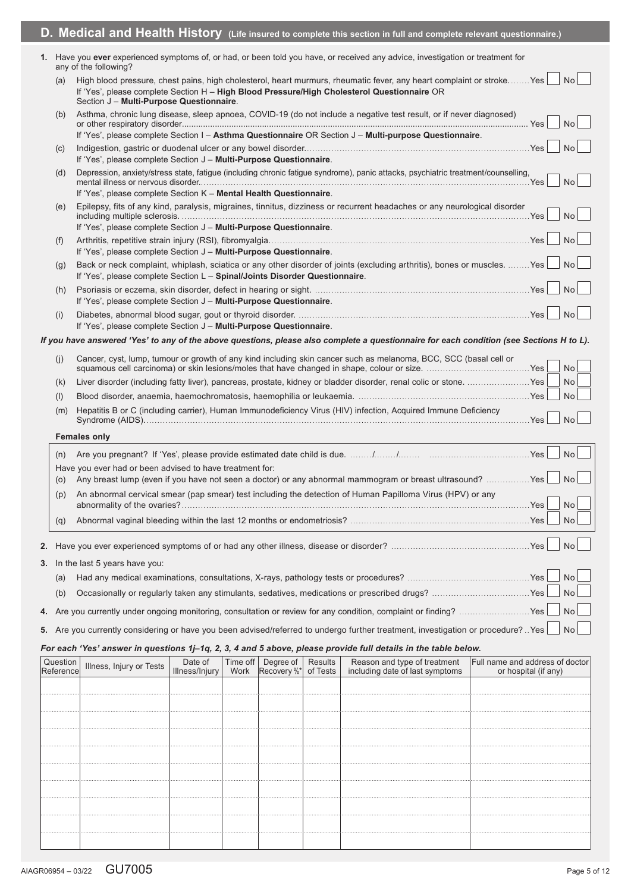## D. Medical and Health History (Life insured to complete this section in full and complete relevant questionnaire.)

**1.** Have you **ever** experienced symptoms of, or had, or been told you have, or received any advice, investigation or treatment for any of the following?

(a) High blood pressure, chest pains, high cholesterol, heart murmurs, rheumatic fever, any heart complaint or stroke........Yes ☐ No ☐
If 'Yes', please complete Section H – **High Blood Pressure/High Cholesterol Questionnaire** OR Section J – **Multi-Purpose Questionnaire**.

(b) Asthma, chronic lung disease, sleep apnoea, COVID-19 (do not include a negative test result, or if never diagnosed) or other respiratory disorder.......Yes ☐ No ☐
If 'Yes', please complete Section I – **Asthma Questionnaire** OR Section J – **Multi-purpose Questionnaire**.

(c) Indigestion, gastric or duodenal ulcer or any bowel disorder.......Yes ☐ No ☐
If 'Yes', please complete Section J – **Multi-Purpose Questionnaire**.

(d) Depression, anxiety/stress state, fatigue (including chronic fatigue syndrome), panic attacks, psychiatric treatment/counselling, mental illness or nervous disorder.......Yes ☐ No ☐
If 'Yes', please complete Section K – **Mental Health Questionnaire**.

(e) Epilepsy, fits of any kind, paralysis, migraines, tinnitus, dizziness or recurrent headaches or any neurological disorder including multiple sclerosis.......Yes ☐ No ☐
If 'Yes', please complete Section J – **Multi-Purpose Questionnaire**.

(f) Arthritis, repetitive strain injury (RSI), fibromyalgia.......Yes ☐ No ☐
If 'Yes', please complete Section J – **Multi-Purpose Questionnaire**.

(g) Back or neck complaint, whiplash, sciatica or any other disorder of joints (excluding arthritis), bones or muscles. ........Yes ☐ No ☐
If 'Yes', please complete Section L – **Spinal/Joints Disorder Questionnaire**.

(h) Psoriasis or eczema, skin disorder, defect in hearing or sight.......Yes ☐ No ☐
If 'Yes', please complete Section J – **Multi-Purpose Questionnaire**.

(i) Diabetes, abnormal blood sugar, gout or thyroid disorder.......Yes ☐ No ☐
If 'Yes', please complete Section J – **Multi-Purpose Questionnaire**.

***If you have answered 'Yes' to any of the above questions, please also complete a questionnaire for each condition (see Sections H to L).***

(j) Cancer, cyst, lump, tumour or growth of any kind including skin cancer such as melanoma, BCC, SCC (basal cell or squamous cell carcinoma) or skin lesions/moles that have changed in shape, colour or size.......Yes ☐ No ☐

(k) Liver disorder (including fatty liver), pancreas, prostate, kidney or bladder disorder, renal colic or stone.......Yes ☐ No ☐

(l) Blood disorder, anaemia, haemochromatosis, haemophilia or leukaemia.......Yes ☐ No ☐

(m) Hepatitis B or C (including carrier), Human Immunodeficiency Virus (HIV) infection, Acquired Immune Deficiency Syndrome (AIDS).......Yes ☐ No ☐

**Females only**

(n) Are you pregnant? If 'Yes', please provide estimated date child is due. ......../......../........ .......Yes ☐ No ☐

Have you ever had or been advised to have treatment for:

(o) Any breast lump (even if you have not seen a doctor) or any abnormal mammogram or breast ultrasound? .......Yes ☐ No ☐

(p) An abnormal cervical smear (pap smear) test including the detection of Human Papilloma Virus (HPV) or any abnormality of the ovaries?.......Yes ☐ No ☐

(q) Abnormal vaginal bleeding within the last 12 months or endometriosis? .......Yes ☐ No ☐

**2.** Have you ever experienced symptoms of or had any other illness, disease or disorder? .......Yes ☐ No ☐

**3.** In the last 5 years have you:

(a) Had any medical examinations, consultations, X-rays, pathology tests or procedures? .......Yes ☐ No ☐

(b) Occasionally or regularly taken any stimulants, sedatives, medications or prescribed drugs? .......Yes ☐ No ☐

**4.** Are you currently under ongoing monitoring, consultation or review for any condition, complaint or finding? .......Yes ☐ No ☐

**5.** Are you currently considering or have you been advised/referred to undergo further treatment, investigation or procedure? ..Yes ☐ No ☐

***For each 'Yes' answer in questions 1j–1q, 2, 3, 4 and 5 above, please provide full details in the table below.***

| Question Reference | Illness, Injury or Tests | Date of Illness/Injury | Time off Work | Degree of Recovery %* | Results of Tests | Reason and type of treatment including date of last symptoms | Full name and address of doctor or hospital (if any) |
|---|---|---|---|---|---|---|---|
| | | | | | | | |
| | | | | | | | |
| | | | | | | | |
| | | | | | | | |
| | | | | | | | |
| | | | | | | | |
| | | | | | | | |
| | | | | | | | |
| | | | | | | | |
| | | | | | | | |

AIAGR06954 – 03/22 GU7005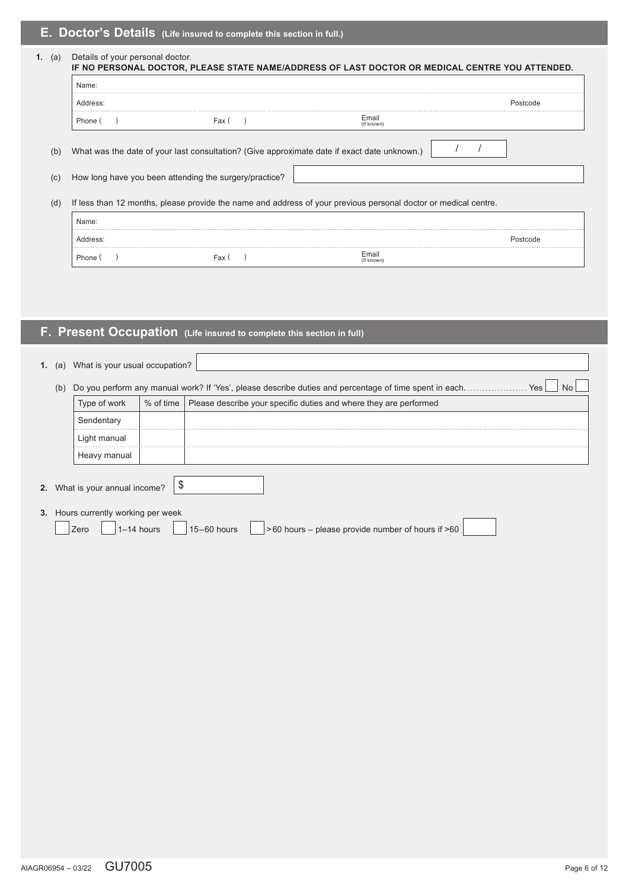## E. Doctor's Details (Life insured to complete this section in full.)

1. (a) Details of your personal doctor.
**IF NO PERSONAL DOCTOR, PLEASE STATE NAME/ADDRESS OF LAST DOCTOR OR MEDICAL CENTRE YOU ATTENDED.**

| | | |
|---|---|---|
| Name: | | |
| Address: | | Postcode |
| Phone (   ) | Fax (   ) | Email (if known) |

(b) What was the date of your last consultation? (Give approximate date if exact date unknown.)   /   /

(c) How long have you been attending the surgery/practice?

(d) If less than 12 months, please provide the name and address of your previous personal doctor or medical centre.

| | | |
|---|---|---|
| Name: | | |
| Address: | | Postcode |
| Phone (   ) | Fax (   ) | Email (if known) |

## F. Present Occupation (Life insured to complete this section in full)

1. (a) What is your usual occupation?

(b) Do you perform any manual work? If 'Yes', please describe duties and percentage of time spent in each.................... Yes ☐ No ☐

| Type of work | % of time | Please describe your specific duties and where they are performed |
|---|---|---|
| Sendentary | | |
| Light manual | | |
| Heavy manual | | |

2. What is your annual income? $

3. Hours currently working per week

☐ Zero ☐ 1–14 hours ☐ 15–60 hours ☐ >60 hours – please provide number of hours if >60

AIAGR06954 – 03/22 GU7005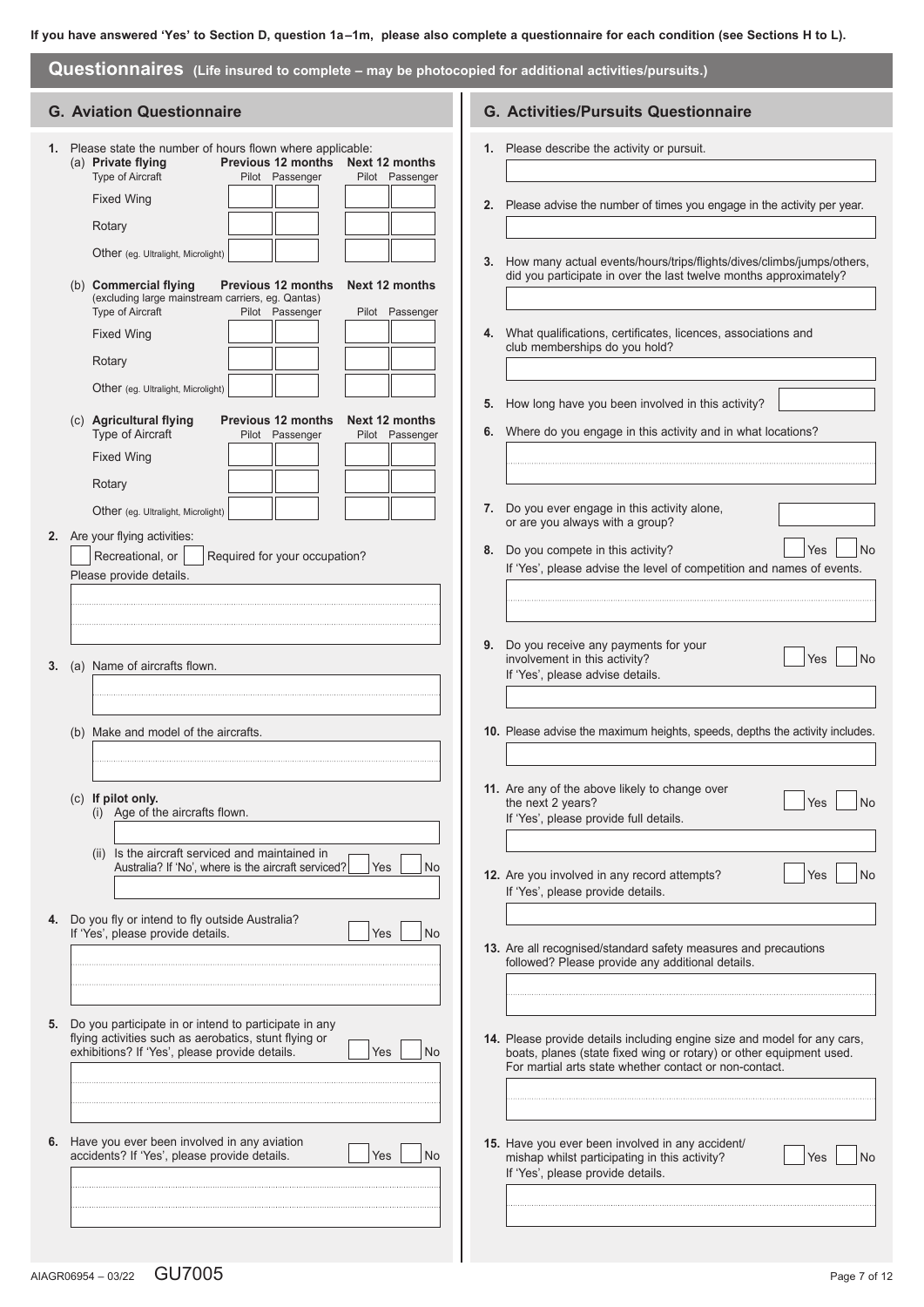If you have answered 'Yes' to Section D, question 1a–1m, please also complete a questionnaire for each condition (see Sections H to L).

## Questionnaires (Life insured to complete – may be photocopied for additional activities/pursuits.)

### G. Aviation Questionnaire

**1.** Please state the number of hours flown where applicable:

(a) **Private flying**

| Type of Aircraft | Previous 12 months | | Next 12 months | |
|---|---|---|---|---|
| | Pilot | Passenger | Pilot | Passenger |
| Fixed Wing | | | | |
| Rotary | | | | |
| Other (eg. Ultralight, Microlight) | | | | |

(b) **Commercial flying** (excluding large mainstream carriers, eg. Qantas)

| Type of Aircraft | Previous 12 months | | Next 12 months | |
|---|---|---|---|---|
| | Pilot | Passenger | Pilot | Passenger |
| Fixed Wing | | | | |
| Rotary | | | | |
| Other (eg. Ultralight, Microlight) | | | | |

(c) **Agricultural flying**

| Type of Aircraft | Previous 12 months | | Next 12 months | |
|---|---|---|---|---|
| | Pilot | Passenger | Pilot | Passenger |
| Fixed Wing | | | | |
| Rotary | | | | |
| Other (eg. Ultralight, Microlight) | | | | |

**2.** Are your flying activities:

☐ Recreational, or ☐ Required for your occupation?

Please provide details.

**3.** (a) Name of aircrafts flown.

(b) Make and model of the aircrafts.

(c) **If pilot only.**

(i) Age of the aircrafts flown.

(ii) Is the aircraft serviced and maintained in Australia? If 'No', where is the aircraft serviced? ☐ Yes ☐ No

**4.** Do you fly or intend to fly outside Australia? If 'Yes', please provide details. ☐ Yes ☐ No

**5.** Do you participate in or intend to participate in any flying activities such as aerobatics, stunt flying or exhibitions? If 'Yes', please provide details. ☐ Yes ☐ No

**6.** Have you ever been involved in any aviation accidents? If 'Yes', please provide details. ☐ Yes ☐ No

### G. Activities/Pursuits Questionnaire

**1.** Please describe the activity or pursuit.

**2.** Please advise the number of times you engage in the activity per year.

**3.** How many actual events/hours/trips/flights/dives/climbs/jumps/others, did you participate in over the last twelve months approximately?

**4.** What qualifications, certificates, licences, associations and club memberships do you hold?

**5.** How long have you been involved in this activity?

**6.** Where do you engage in this activity and in what locations?

**7.** Do you ever engage in this activity alone, or are you always with a group?

**8.** Do you compete in this activity? ☐ Yes ☐ No

If 'Yes', please advise the level of competition and names of events.

**9.** Do you receive any payments for your involvement in this activity? ☐ Yes ☐ No

If 'Yes', please advise details.

**10.** Please advise the maximum heights, speeds, depths the activity includes.

**11.** Are any of the above likely to change over the next 2 years? ☐ Yes ☐ No

If 'Yes', please provide full details.

**12.** Are you involved in any record attempts? ☐ Yes ☐ No

If 'Yes', please provide details.

**13.** Are all recognised/standard safety measures and precautions followed? Please provide any additional details.

**14.** Please provide details including engine size and model for any cars, boats, planes (state fixed wing or rotary) or other equipment used. For martial arts state whether contact or non-contact.

**15.** Have you ever been involved in any accident/mishap whilst participating in this activity? ☐ Yes ☐ No

If 'Yes', please provide details.

AIAGR06954 – 03/22 GU7005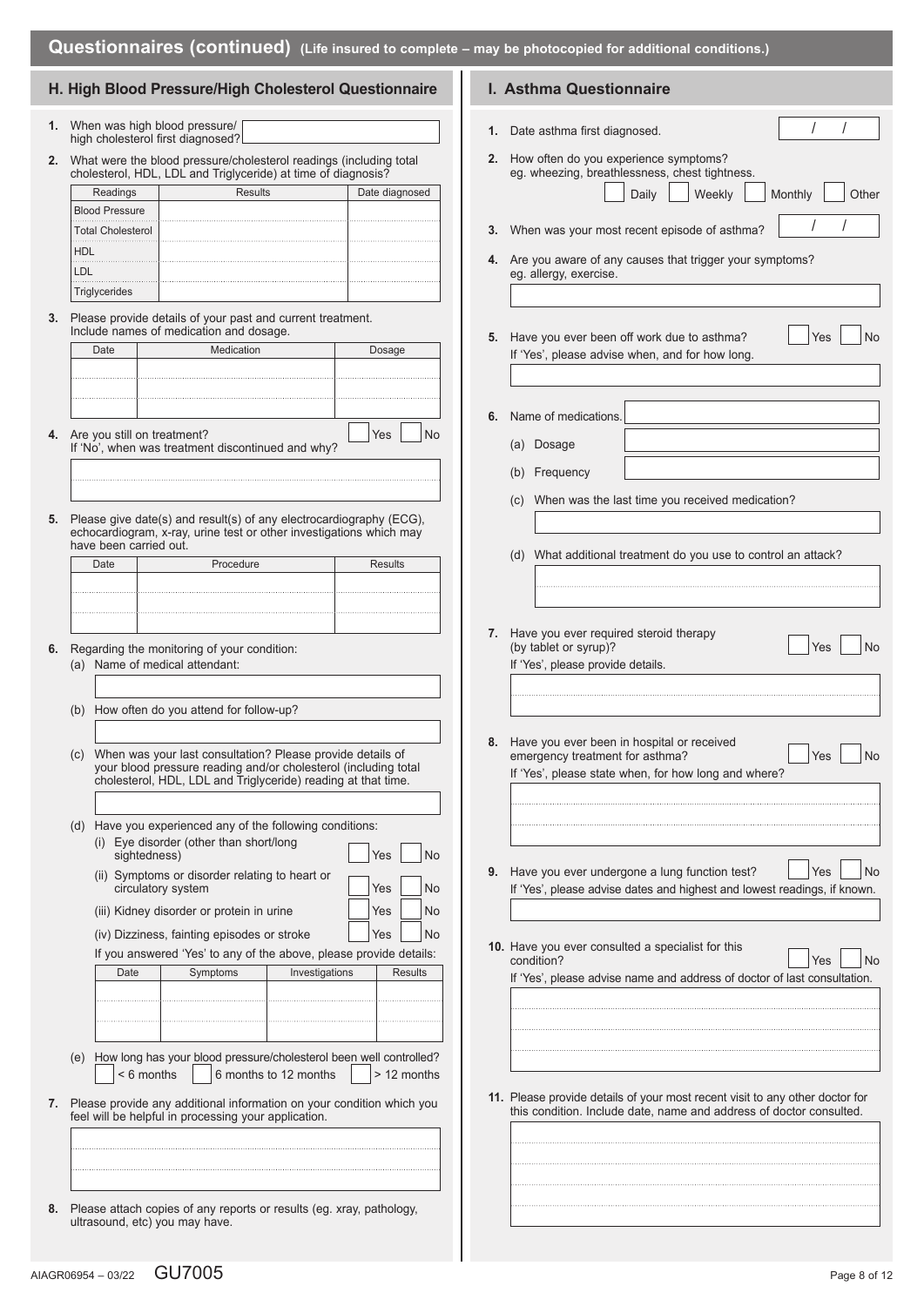## Questionnaires (continued) (Life insured to complete – may be photocopied for additional conditions.)

### H. High Blood Pressure/High Cholesterol Questionnaire

1. When was high blood pressure/ high cholesterol first diagnosed?

2. What were the blood pressure/cholesterol readings (including total cholesterol, HDL, LDL and Triglyceride) at time of diagnosis?

| Readings | Results | Date diagnosed |
|---|---|---|
| Blood Pressure | | |
| Total Cholesterol | | |
| HDL | | |
| LDL | | |
| Triglycerides | | |

3. Please provide details of your past and current treatment. Include names of medication and dosage.

| Date | Medication | Dosage |
|---|---|---|
| | | |
| | | |
| | | |

4. Are you still on treatment? ☐ Yes ☐ No
   If 'No', when was treatment discontinued and why?

5. Please give date(s) and result(s) of any electrocardiography (ECG), echocardiogram, x-ray, urine test or other investigations which may have been carried out.

| Date | Procedure | Results |
|---|---|---|
| | | |
| | | |
| | | |

6. Regarding the monitoring of your condition:
   (a) Name of medical attendant:

   (b) How often do you attend for follow-up?

   (c) When was your last consultation? Please provide details of your blood pressure reading and/or cholesterol (including total cholesterol, HDL, LDL and Triglyceride) reading at that time.

   (d) Have you experienced any of the following conditions:
   - (i) Eye disorder (other than short/long sightedness) ☐ Yes ☐ No
   - (ii) Symptoms or disorder relating to heart or circulatory system ☐ Yes ☐ No
   - (iii) Kidney disorder or protein in urine ☐ Yes ☐ No
   - (iv) Dizziness, fainting episodes or stroke ☐ Yes ☐ No

   If you answered 'Yes' to any of the above, please provide details:

| Date | Symptoms | Investigations | Results |
|---|---|---|---|
| | | | |
| | | | |
| | | | |

   (e) How long has your blood pressure/cholesterol been well controlled?
   ☐ < 6 months ☐ 6 months to 12 months ☐ > 12 months

7. Please provide any additional information on your condition which you feel will be helpful in processing your application.

8. Please attach copies of any reports or results (eg. xray, pathology, ultrasound, etc) you may have.

### I. Asthma Questionnaire

1. Date asthma first diagnosed. / /

2. How often do you experience symptoms? eg. wheezing, breathlessness, chest tightness.
   ☐ Daily ☐ Weekly ☐ Monthly ☐ Other

3. When was your most recent episode of asthma? / /

4. Are you aware of any causes that trigger your symptoms? eg. allergy, exercise.

5. Have you ever been off work due to asthma? ☐ Yes ☐ No
   If 'Yes', please advise when, and for how long.

6. Name of medications.
   (a) Dosage
   (b) Frequency
   (c) When was the last time you received medication?
   (d) What additional treatment do you use to control an attack?

7. Have you ever required steroid therapy (by tablet or syrup)? ☐ Yes ☐ No
   If 'Yes', please provide details.

8. Have you ever been in hospital or received emergency treatment for asthma? ☐ Yes ☐ No
   If 'Yes', please state when, for how long and where?

9. Have you ever undergone a lung function test? ☐ Yes ☐ No
   If 'Yes', please advise dates and highest and lowest readings, if known.

10. Have you ever consulted a specialist for this condition? ☐ Yes ☐ No
    If 'Yes', please advise name and address of doctor of last consultation.

11. Please provide details of your most recent visit to any other doctor for this condition. Include date, name and address of doctor consulted.

AIAGR06954 – 03/22 GU7005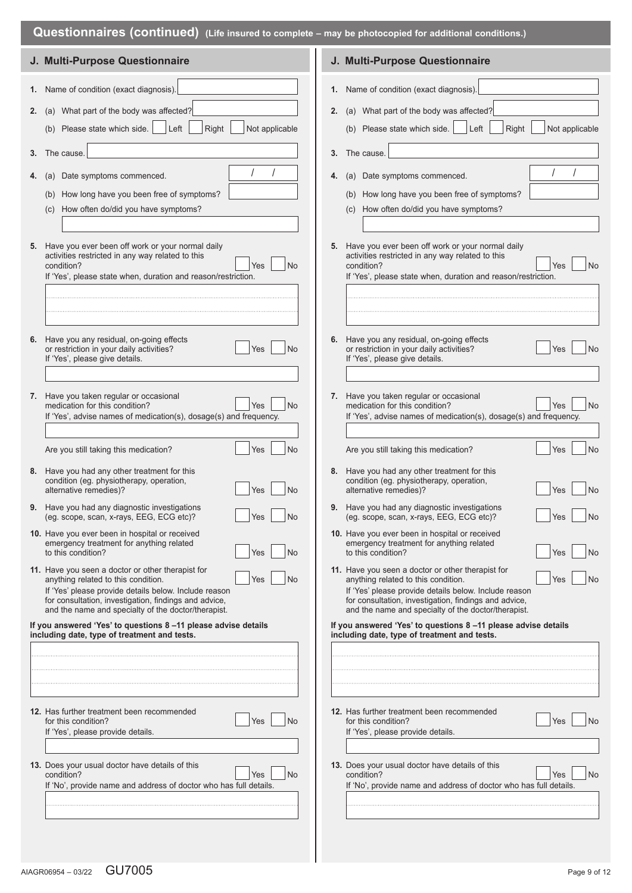## Questionnaires (continued) (Life insured to complete – may be photocopied for additional conditions.)

### J. Multi-Purpose Questionnaire

1. Name of condition (exact diagnosis).

2. (a) What part of the body was affected?

   (b) Please state which side. ☐ Left ☐ Right ☐ Not applicable

3. The cause.

4. (a) Date symptoms commenced. / /

   (b) How long have you been free of symptoms?

   (c) How often do/did you have symptoms?

5. Have you ever been off work or your normal daily activities restricted in any way related to this condition? ☐ Yes ☐ No

   If 'Yes', please state when, duration and reason/restriction.

6. Have you any residual, on-going effects or restriction in your daily activities? ☐ Yes ☐ No

   If 'Yes', please give details.

7. Have you taken regular or occasional medication for this condition? ☐ Yes ☐ No

   If 'Yes', advise names of medication(s), dosage(s) and frequency.

   Are you still taking this medication? ☐ Yes ☐ No

8. Have you had any other treatment for this condition (eg. physiotherapy, operation, alternative remedies)? ☐ Yes ☐ No

9. Have you had any diagnostic investigations (eg. scope, scan, x-rays, EEG, ECG etc)? ☐ Yes ☐ No

10. Have you ever been in hospital or received emergency treatment for anything related to this condition? ☐ Yes ☐ No

11. Have you seen a doctor or other therapist for anything related to this condition. ☐ Yes ☐ No

    If 'Yes' please provide details below. Include reason for consultation, investigation, findings and advice, and the name and specialty of the doctor/therapist.

**If you answered 'Yes' to questions 8 –11 please advise details including date, type of treatment and tests.**

12. Has further treatment been recommended for this condition? ☐ Yes ☐ No

    If 'Yes', please provide details.

13. Does your usual doctor have details of this condition? ☐ Yes ☐ No

    If 'No', provide name and address of doctor who has full details.

### J. Multi-Purpose Questionnaire

1. Name of condition (exact diagnosis).

2. (a) What part of the body was affected?

   (b) Please state which side. ☐ Left ☐ Right ☐ Not applicable

3. The cause.

4. (a) Date symptoms commenced. / /

   (b) How long have you been free of symptoms?

   (c) How often do/did you have symptoms?

5. Have you ever been off work or your normal daily activities restricted in any way related to this condition? ☐ Yes ☐ No

   If 'Yes', please state when, duration and reason/restriction.

6. Have you any residual, on-going effects or restriction in your daily activities? ☐ Yes ☐ No

   If 'Yes', please give details.

7. Have you taken regular or occasional medication for this condition? ☐ Yes ☐ No

   If 'Yes', advise names of medication(s), dosage(s) and frequency.

   Are you still taking this medication? ☐ Yes ☐ No

8. Have you had any other treatment for this condition (eg. physiotherapy, operation, alternative remedies)? ☐ Yes ☐ No

9. Have you had any diagnostic investigations (eg. scope, scan, x-rays, EEG, ECG etc)? ☐ Yes ☐ No

10. Have you ever been in hospital or received emergency treatment for anything related to this condition? ☐ Yes ☐ No

11. Have you seen a doctor or other therapist for anything related to this condition. ☐ Yes ☐ No

    If 'Yes' please provide details below. Include reason for consultation, investigation, findings and advice, and the name and specialty of the doctor/therapist.

**If you answered 'Yes' to questions 8 –11 please advise details including date, type of treatment and tests.**

12. Has further treatment been recommended for this condition? ☐ Yes ☐ No

    If 'Yes', please provide details.

13. Does your usual doctor have details of this condition? ☐ Yes ☐ No

    If 'No', provide name and address of doctor who has full details.

AIAGR06954 – 03/22 GU7005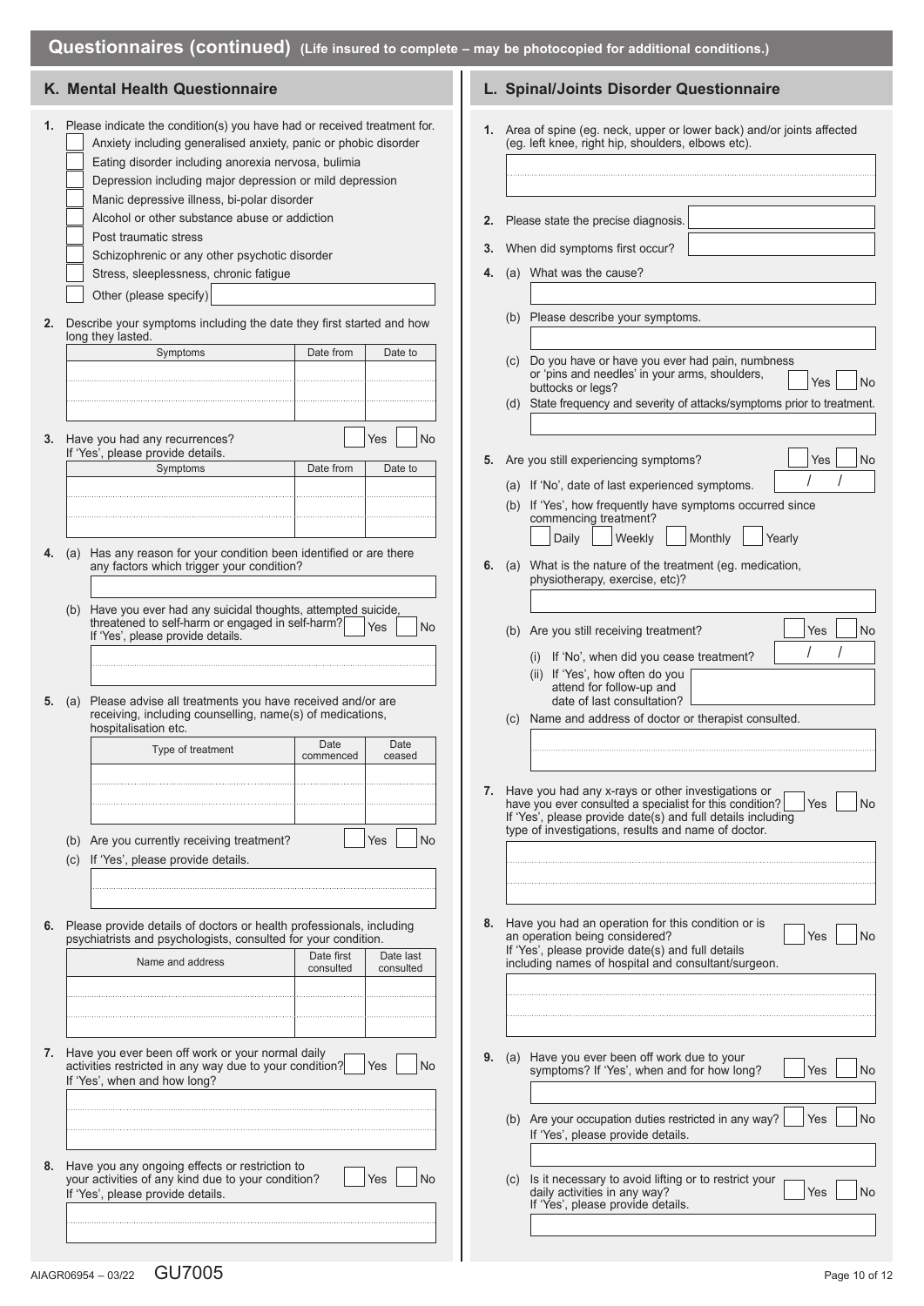## Questionnaires (continued) (Life insured to complete – may be photocopied for additional conditions.)

### K. Mental Health Questionnaire

1. Please indicate the condition(s) you have had or received treatment for.
   - [ ] Anxiety including generalised anxiety, panic or phobic disorder
   - [ ] Eating disorder including anorexia nervosa, bulimia
   - [ ] Depression including major depression or mild depression
   - [ ] Manic depressive illness, bi-polar disorder
   - [ ] Alcohol or other substance abuse or addiction
   - [ ] Post traumatic stress
   - [ ] Schizophrenic or any other psychotic disorder
   - [ ] Stress, sleeplessness, chronic fatigue
   - [ ] Other (please specify)

2. Describe your symptoms including the date they first started and how long they lasted.

| Symptoms | Date from | Date to |
|---|---|---|
| | | |
| | | |
| | | |

3. Have you had any recurrences? ☐ Yes ☐ No
   If 'Yes', please provide details.

| Symptoms | Date from | Date to |
|---|---|---|
| | | |
| | | |
| | | |

4. (a) Has any reason for your condition been identified or are there any factors which trigger your condition?

   (b) Have you ever had any suicidal thoughts, attempted suicide, threatened to self-harm or engaged in self-harm? ☐ Yes ☐ No
   If 'Yes', please provide details.

5. (a) Please advise all treatments you have received and/or are receiving, including counselling, name(s) of medications, hospitalisation etc.

| Type of treatment | Date commenced | Date ceased |
|---|---|---|
| | | |
| | | |
| | | |

   (b) Are you currently receiving treatment? ☐ Yes ☐ No

   (c) If 'Yes', please provide details.

6. Please provide details of doctors or health professionals, including psychiatrists and psychologists, consulted for your condition.

| Name and address | Date first consulted | Date last consulted |
|---|---|---|
| | | |
| | | |
| | | |

7. Have you ever been off work or your normal daily activities restricted in any way due to your condition? ☐ Yes ☐ No
   If 'Yes', when and how long?

8. Have you any ongoing effects or restriction to your activities of any kind due to your condition? ☐ Yes ☐ No
   If 'Yes', please provide details.

### L. Spinal/Joints Disorder Questionnaire

1. Area of spine (eg. neck, upper or lower back) and/or joints affected (eg. left knee, right hip, shoulders, elbows etc).

2. Please state the precise diagnosis.

3. When did symptoms first occur?

4. (a) What was the cause?

   (b) Please describe your symptoms.

   (c) Do you have or have you ever had pain, numbness or 'pins and needles' in your arms, shoulders, buttocks or legs? ☐ Yes ☐ No

   (d) State frequency and severity of attacks/symptoms prior to treatment.

5. Are you still experiencing symptoms? ☐ Yes ☐ No

   (a) If 'No', date of last experienced symptoms. / /

   (b) If 'Yes', how frequently have symptoms occurred since commencing treatment?
   ☐ Daily ☐ Weekly ☐ Monthly ☐ Yearly

6. (a) What is the nature of the treatment (eg. medication, physiotherapy, exercise, etc)?

   (b) Are you still receiving treatment? ☐ Yes ☐ No

   (i) If 'No', when did you cease treatment? / /

   (ii) If 'Yes', how often do you attend for follow-up and date of last consultation?

   (c) Name and address of doctor or therapist consulted.

7. Have you had any x-rays or other investigations or have you ever consulted a specialist for this condition? ☐ Yes ☐ No
   If 'Yes', please provide date(s) and full details including type of investigations, results and name of doctor.

8. Have you had an operation for this condition or is an operation being considered? ☐ Yes ☐ No
   If 'Yes', please provide date(s) and full details including names of hospital and consultant/surgeon.

9. (a) Have you ever been off work due to your symptoms? If 'Yes', when and for how long? ☐ Yes ☐ No

   (b) Are your occupation duties restricted in any way? ☐ Yes ☐ No
   If 'Yes', please provide details.

   (c) Is it necessary to avoid lifting or to restrict your daily activities in any way? ☐ Yes ☐ No
   If 'Yes', please provide details.

AIAGR06954 – 03/22 GU7005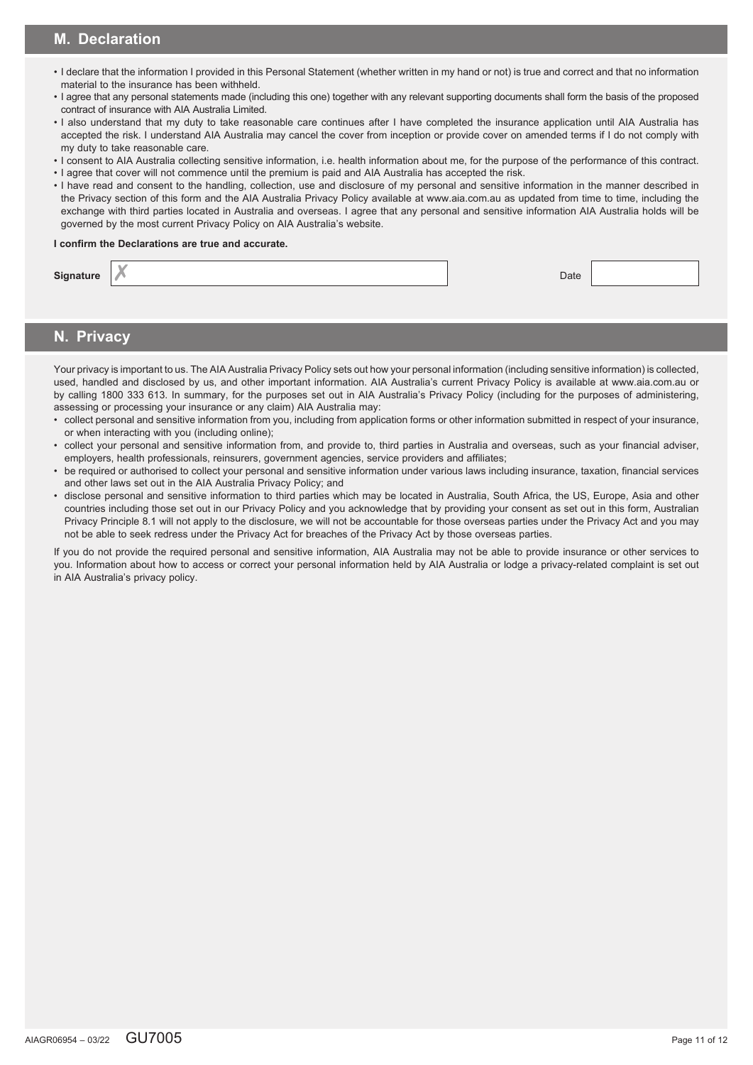## M. Declaration

- I declare that the information I provided in this Personal Statement (whether written in my hand or not) is true and correct and that no information material to the insurance has been withheld.
- I agree that any personal statements made (including this one) together with any relevant supporting documents shall form the basis of the proposed contract of insurance with AIA Australia Limited.
- I also understand that my duty to take reasonable care continues after I have completed the insurance application until AIA Australia has accepted the risk. I understand AIA Australia may cancel the cover from inception or provide cover on amended terms if I do not comply with my duty to take reasonable care.
- I consent to AIA Australia collecting sensitive information, i.e. health information about me, for the purpose of the performance of this contract.
- I agree that cover will not commence until the premium is paid and AIA Australia has accepted the risk.
- I have read and consent to the handling, collection, use and disclosure of my personal and sensitive information in the manner described in the Privacy section of this form and the AIA Australia Privacy Policy available at www.aia.com.au as updated from time to time, including the exchange with third parties located in Australia and overseas. I agree that any personal and sensitive information AIA Australia holds will be governed by the most current Privacy Policy on AIA Australia's website.

**I confirm the Declarations are true and accurate.**

**Signature** ✗ ______________________ Date ____________

## N. Privacy

Your privacy is important to us. The AIA Australia Privacy Policy sets out how your personal information (including sensitive information) is collected, used, handled and disclosed by us, and other important information. AIA Australia's current Privacy Policy is available at www.aia.com.au or by calling 1800 333 613. In summary, for the purposes set out in AIA Australia's Privacy Policy (including for the purposes of administering, assessing or processing your insurance or any claim) AIA Australia may:

- collect personal and sensitive information from you, including from application forms or other information submitted in respect of your insurance, or when interacting with you (including online);
- collect your personal and sensitive information from, and provide to, third parties in Australia and overseas, such as your financial adviser, employers, health professionals, reinsurers, government agencies, service providers and affiliates;
- be required or authorised to collect your personal and sensitive information under various laws including insurance, taxation, financial services and other laws set out in the AIA Australia Privacy Policy; and
- disclose personal and sensitive information to third parties which may be located in Australia, South Africa, the US, Europe, Asia and other countries including those set out in our Privacy Policy and you acknowledge that by providing your consent as set out in this form, Australian Privacy Principle 8.1 will not apply to the disclosure, we will not be accountable for those overseas parties under the Privacy Act and you may not be able to seek redress under the Privacy Act for breaches of the Privacy Act by those overseas parties.

If you do not provide the required personal and sensitive information, AIA Australia may not be able to provide insurance or other services to you. Information about how to access or correct your personal information held by AIA Australia or lodge a privacy-related complaint is set out in AIA Australia's privacy policy.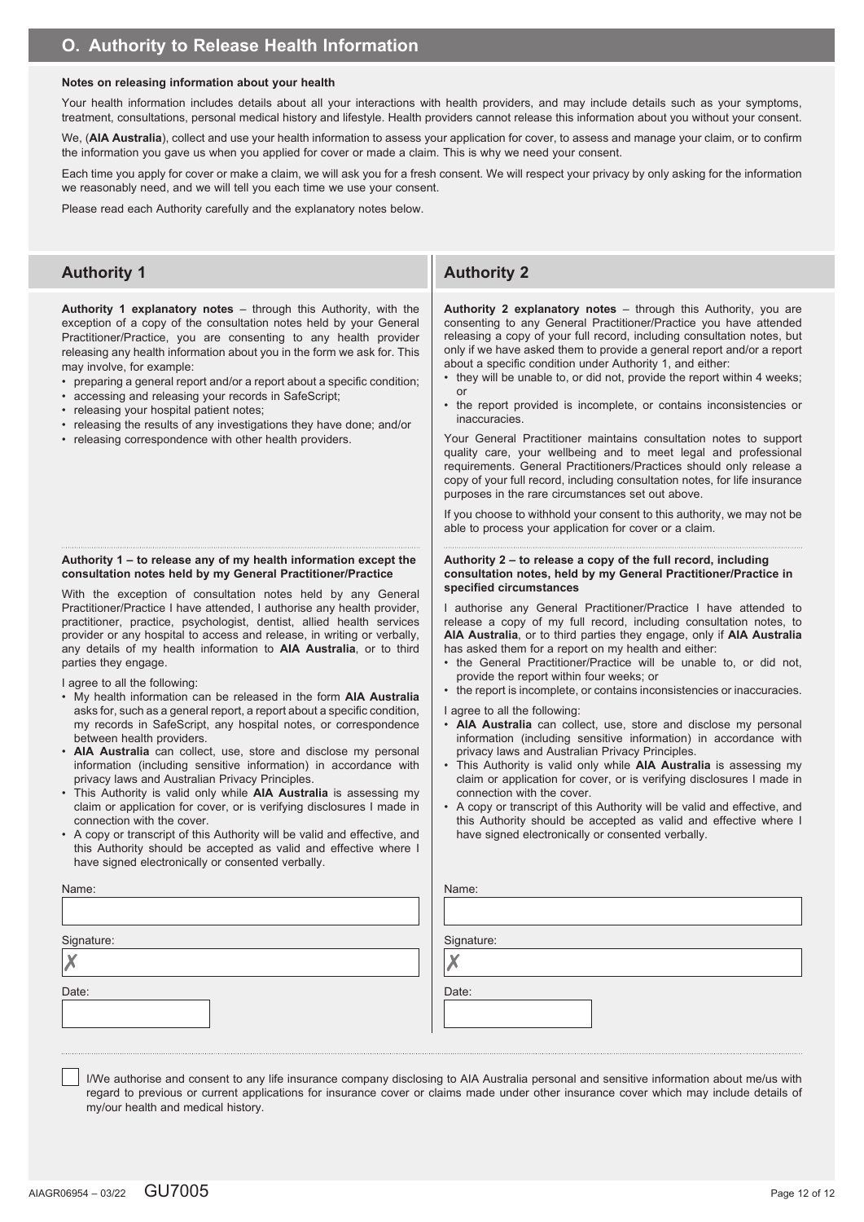## O. Authority to Release Health Information

**Notes on releasing information about your health**

Your health information includes details about all your interactions with health providers, and may include details such as your symptoms, treatment, consultations, personal medical history and lifestyle. Health providers cannot release this information about you without your consent.

We, (**AIA Australia**), collect and use your health information to assess your application for cover, to assess and manage your claim, or to confirm the information you gave us when you applied for cover or made a claim. This is why we need your consent.

Each time you apply for cover or make a claim, we will ask you for a fresh consent. We will respect your privacy by only asking for the information we reasonably need, and we will tell you each time we use your consent.

Please read each Authority carefully and the explanatory notes below.

### Authority 1

**Authority 1 explanatory notes** – through this Authority, with the exception of a copy of the consultation notes held by your General Practitioner/Practice, you are consenting to any health provider releasing any health information about you in the form we ask for. This may involve, for example:

- preparing a general report and/or a report about a specific condition;
- accessing and releasing your records in SafeScript;
- releasing your hospital patient notes;
- releasing the results of any investigations they have done; and/or
- releasing correspondence with other health providers.

**Authority 1 – to release any of my health information except the consultation notes held by my General Practitioner/Practice**

With the exception of consultation notes held by any General Practitioner/Practice I have attended, I authorise any health provider, practitioner, practice, psychologist, dentist, allied health services provider or any hospital to access and release, in writing or verbally, any details of my health information to **AIA Australia**, or to third parties they engage.

I agree to all the following:

- My health information can be released in the form **AIA Australia** asks for, such as a general report, a report about a specific condition, my records in SafeScript, any hospital notes, or correspondence between health providers.
- **AIA Australia** can collect, use, store and disclose my personal information (including sensitive information) in accordance with privacy laws and Australian Privacy Principles.
- This Authority is valid only while **AIA Australia** is assessing my claim or application for cover, or is verifying disclosures I made in connection with the cover.
- A copy or transcript of this Authority will be valid and effective, and this Authority should be accepted as valid and effective where I have signed electronically or consented verbally.

Name:

Signature: ✗

Date:

### Authority 2

**Authority 2 explanatory notes** – through this Authority, you are consenting to any General Practitioner/Practice you have attended releasing a copy of your full record, including consultation notes, but only if we have asked them to provide a general report and/or a report about a specific condition under Authority 1, and either:

- they will be unable to, or did not, provide the report within 4 weeks; or
- the report provided is incomplete, or contains inconsistencies or inaccuracies.

Your General Practitioner maintains consultation notes to support quality care, your wellbeing and to meet legal and professional requirements. General Practitioners/Practices should only release a copy of your full record, including consultation notes, for life insurance purposes in the rare circumstances set out above.

If you choose to withhold your consent to this authority, we may not be able to process your application for cover or a claim.

**Authority 2 – to release a copy of the full record, including consultation notes, held by my General Practitioner/Practice in specified circumstances**

I authorise any General Practitioner/Practice I have attended to release a copy of my full record, including consultation notes, to **AIA Australia**, or to third parties they engage, only if **AIA Australia** has asked them for a report on my health and either:

- the General Practitioner/Practice will be unable to, or did not, provide the report within four weeks; or
- the report is incomplete, or contains inconsistencies or inaccuracies.

I agree to all the following:

- **AIA Australia** can collect, use, store and disclose my personal information (including sensitive information) in accordance with privacy laws and Australian Privacy Principles.
- This Authority is valid only while **AIA Australia** is assessing my claim or application for cover, or is verifying disclosures I made in connection with the cover.
- A copy or transcript of this Authority will be valid and effective, and this Authority should be accepted as valid and effective where I have signed electronically or consented verbally.

Name:

Signature: ✗

Date:

☐ I/We authorise and consent to any life insurance company disclosing to AIA Australia personal and sensitive information about me/us with regard to previous or current applications for insurance cover or claims made under other insurance cover which may include details of my/our health and medical history.

AIAGR06954 – 03/22 GU7005